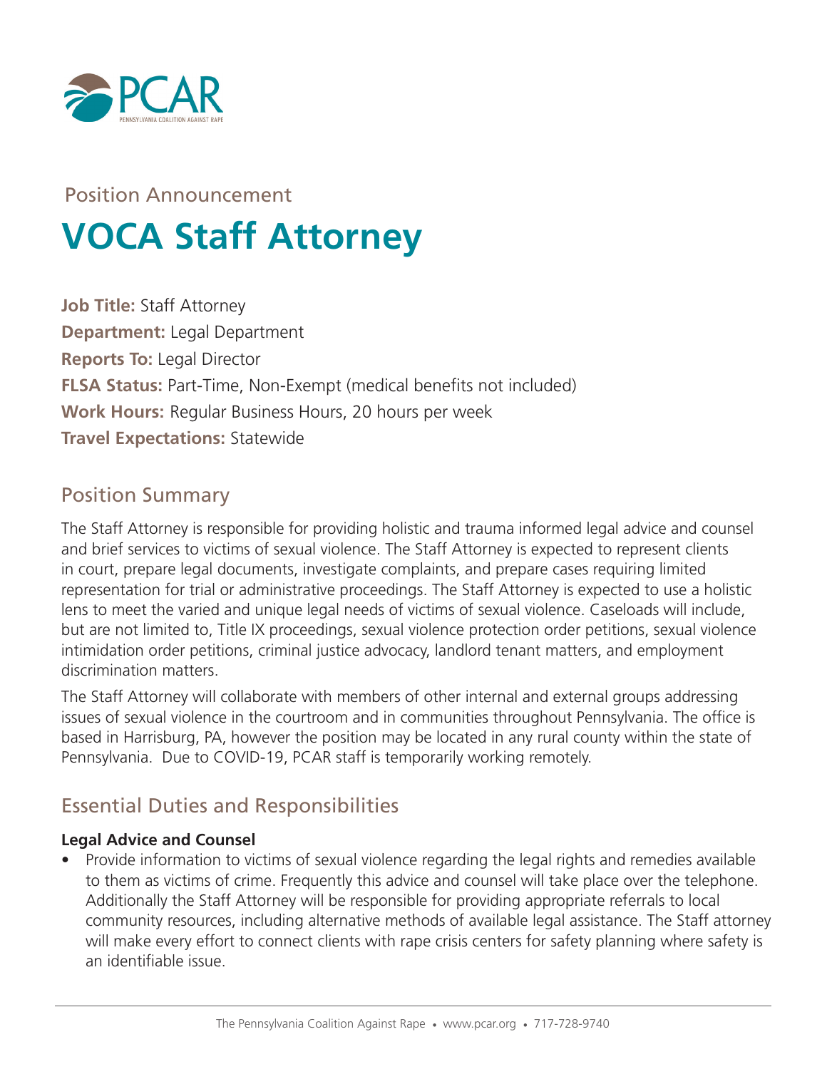PCAR
PENNSYLVANIA COALITION AGAINST RAPE

Position Announcement

# VOCA Staff Attorney

**Job Title:** Staff Attorney
**Department:** Legal Department
**Reports To:** Legal Director
**FLSA Status:** Part-Time, Non-Exempt (medical benefits not included)
**Work Hours:** Regular Business Hours, 20 hours per week
**Travel Expectations:** Statewide

## Position Summary

The Staff Attorney is responsible for providing holistic and trauma informed legal advice and counsel and brief services to victims of sexual violence. The Staff Attorney is expected to represent clients in court, prepare legal documents, investigate complaints, and prepare cases requiring limited representation for trial or administrative proceedings. The Staff Attorney is expected to use a holistic lens to meet the varied and unique legal needs of victims of sexual violence. Caseloads will include, but are not limited to, Title IX proceedings, sexual violence protection order petitions, sexual violence intimidation order petitions, criminal justice advocacy, landlord tenant matters, and employment discrimination matters.

The Staff Attorney will collaborate with members of other internal and external groups addressing issues of sexual violence in the courtroom and in communities throughout Pennsylvania. The office is based in Harrisburg, PA, however the position may be located in any rural county within the state of Pennsylvania. Due to COVID-19, PCAR staff is temporarily working remotely.

## Essential Duties and Responsibilities

**Legal Advice and Counsel**

- Provide information to victims of sexual violence regarding the legal rights and remedies available to them as victims of crime. Frequently this advice and counsel will take place over the telephone. Additionally the Staff Attorney will be responsible for providing appropriate referrals to local community resources, including alternative methods of available legal assistance. The Staff attorney will make every effort to connect clients with rape crisis centers for safety planning where safety is an identifiable issue.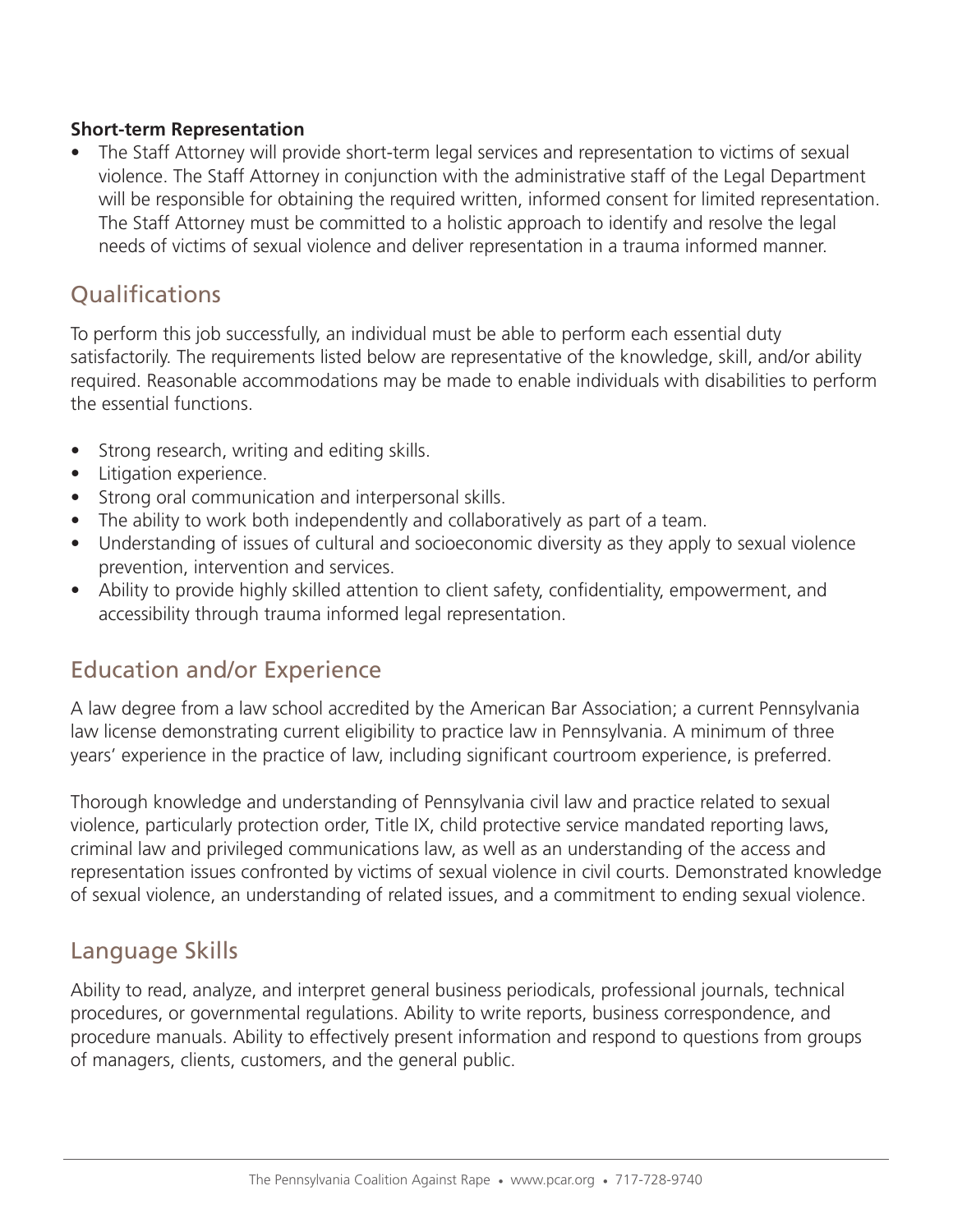**Short-term Representation**

- The Staff Attorney will provide short-term legal services and representation to victims of sexual violence. The Staff Attorney in conjunction with the administrative staff of the Legal Department will be responsible for obtaining the required written, informed consent for limited representation. The Staff Attorney must be committed to a holistic approach to identify and resolve the legal needs of victims of sexual violence and deliver representation in a trauma informed manner.

## Qualifications

To perform this job successfully, an individual must be able to perform each essential duty satisfactorily. The requirements listed below are representative of the knowledge, skill, and/or ability required. Reasonable accommodations may be made to enable individuals with disabilities to perform the essential functions.

- Strong research, writing and editing skills.
- Litigation experience.
- Strong oral communication and interpersonal skills.
- The ability to work both independently and collaboratively as part of a team.
- Understanding of issues of cultural and socioeconomic diversity as they apply to sexual violence prevention, intervention and services.
- Ability to provide highly skilled attention to client safety, confidentiality, empowerment, and accessibility through trauma informed legal representation.

## Education and/or Experience

A law degree from a law school accredited by the American Bar Association; a current Pennsylvania law license demonstrating current eligibility to practice law in Pennsylvania. A minimum of three years' experience in the practice of law, including significant courtroom experience, is preferred.

Thorough knowledge and understanding of Pennsylvania civil law and practice related to sexual violence, particularly protection order, Title IX, child protective service mandated reporting laws, criminal law and privileged communications law, as well as an understanding of the access and representation issues confronted by victims of sexual violence in civil courts. Demonstrated knowledge of sexual violence, an understanding of related issues, and a commitment to ending sexual violence.

## Language Skills

Ability to read, analyze, and interpret general business periodicals, professional journals, technical procedures, or governmental regulations. Ability to write reports, business correspondence, and procedure manuals. Ability to effectively present information and respond to questions from groups of managers, clients, customers, and the general public.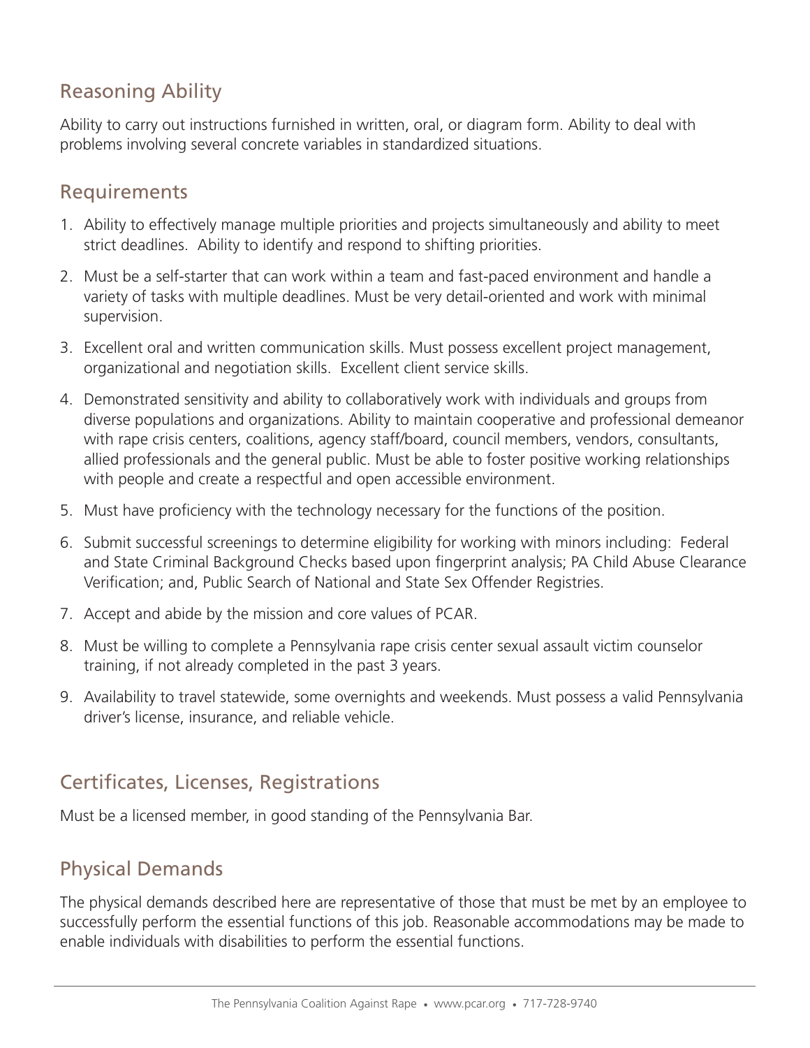## Reasoning Ability

Ability to carry out instructions furnished in written, oral, or diagram form. Ability to deal with problems involving several concrete variables in standardized situations.

## Requirements

1. Ability to effectively manage multiple priorities and projects simultaneously and ability to meet strict deadlines. Ability to identify and respond to shifting priorities.
2. Must be a self-starter that can work within a team and fast-paced environment and handle a variety of tasks with multiple deadlines. Must be very detail-oriented and work with minimal supervision.
3. Excellent oral and written communication skills. Must possess excellent project management, organizational and negotiation skills. Excellent client service skills.
4. Demonstrated sensitivity and ability to collaboratively work with individuals and groups from diverse populations and organizations. Ability to maintain cooperative and professional demeanor with rape crisis centers, coalitions, agency staff/board, council members, vendors, consultants, allied professionals and the general public. Must be able to foster positive working relationships with people and create a respectful and open accessible environment.
5. Must have proficiency with the technology necessary for the functions of the position.
6. Submit successful screenings to determine eligibility for working with minors including: Federal and State Criminal Background Checks based upon fingerprint analysis; PA Child Abuse Clearance Verification; and, Public Search of National and State Sex Offender Registries.
7. Accept and abide by the mission and core values of PCAR.
8. Must be willing to complete a Pennsylvania rape crisis center sexual assault victim counselor training, if not already completed in the past 3 years.
9. Availability to travel statewide, some overnights and weekends. Must possess a valid Pennsylvania driver's license, insurance, and reliable vehicle.

## Certificates, Licenses, Registrations

Must be a licensed member, in good standing of the Pennsylvania Bar.

## Physical Demands

The physical demands described here are representative of those that must be met by an employee to successfully perform the essential functions of this job. Reasonable accommodations may be made to enable individuals with disabilities to perform the essential functions.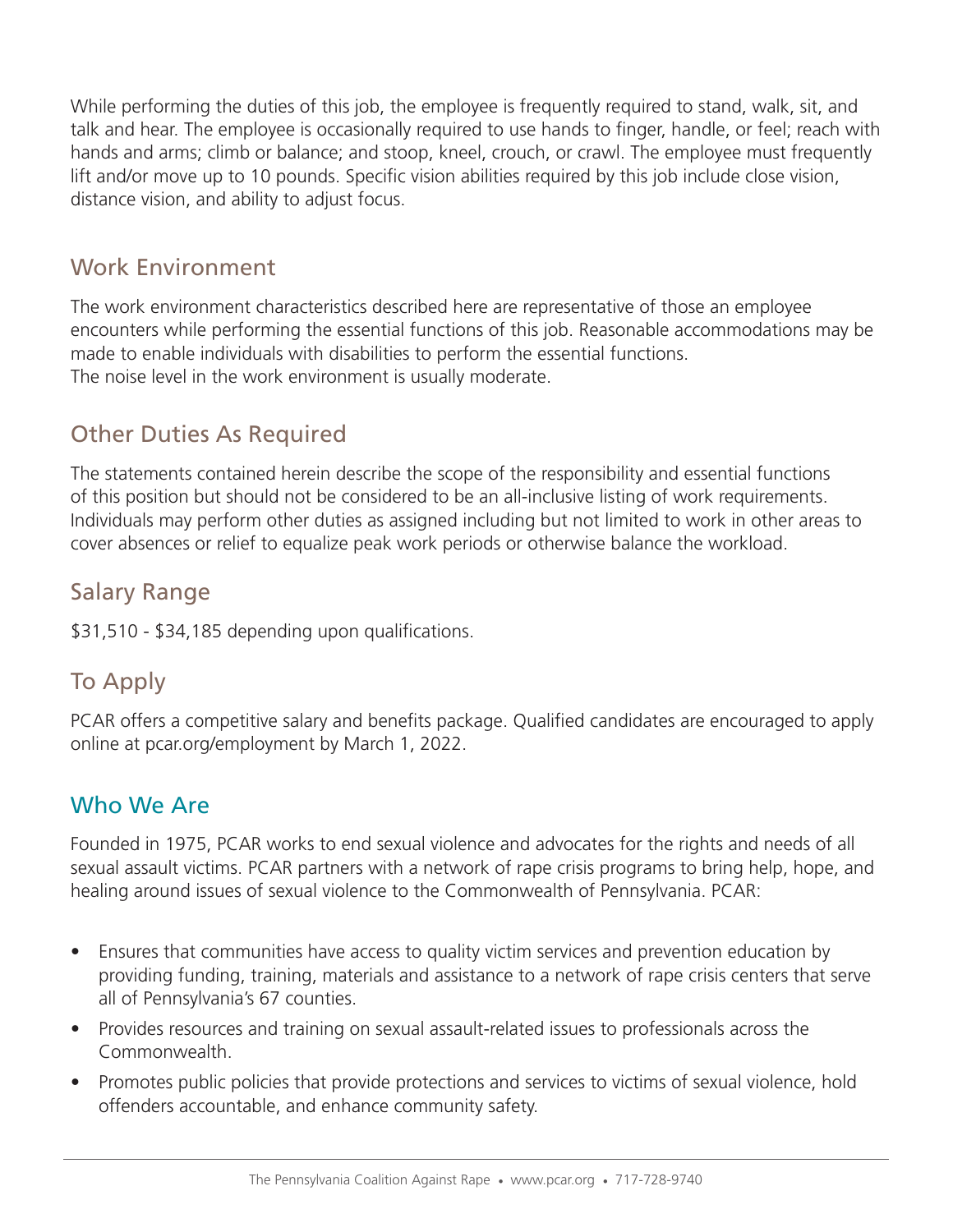While performing the duties of this job, the employee is frequently required to stand, walk, sit, and talk and hear. The employee is occasionally required to use hands to finger, handle, or feel; reach with hands and arms; climb or balance; and stoop, kneel, crouch, or crawl. The employee must frequently lift and/or move up to 10 pounds. Specific vision abilities required by this job include close vision, distance vision, and ability to adjust focus.

## Work Environment

The work environment characteristics described here are representative of those an employee encounters while performing the essential functions of this job. Reasonable accommodations may be made to enable individuals with disabilities to perform the essential functions.
The noise level in the work environment is usually moderate.

## Other Duties As Required

The statements contained herein describe the scope of the responsibility and essential functions of this position but should not be considered to be an all-inclusive listing of work requirements. Individuals may perform other duties as assigned including but not limited to work in other areas to cover absences or relief to equalize peak work periods or otherwise balance the workload.

## Salary Range

$31,510 - $34,185 depending upon qualifications.

## To Apply

PCAR offers a competitive salary and benefits package. Qualified candidates are encouraged to apply online at pcar.org/employment by March 1, 2022.

## Who We Are

Founded in 1975, PCAR works to end sexual violence and advocates for the rights and needs of all sexual assault victims. PCAR partners with a network of rape crisis programs to bring help, hope, and healing around issues of sexual violence to the Commonwealth of Pennsylvania. PCAR:

- Ensures that communities have access to quality victim services and prevention education by providing funding, training, materials and assistance to a network of rape crisis centers that serve all of Pennsylvania's 67 counties.
- Provides resources and training on sexual assault-related issues to professionals across the Commonwealth.
- Promotes public policies that provide protections and services to victims of sexual violence, hold offenders accountable, and enhance community safety.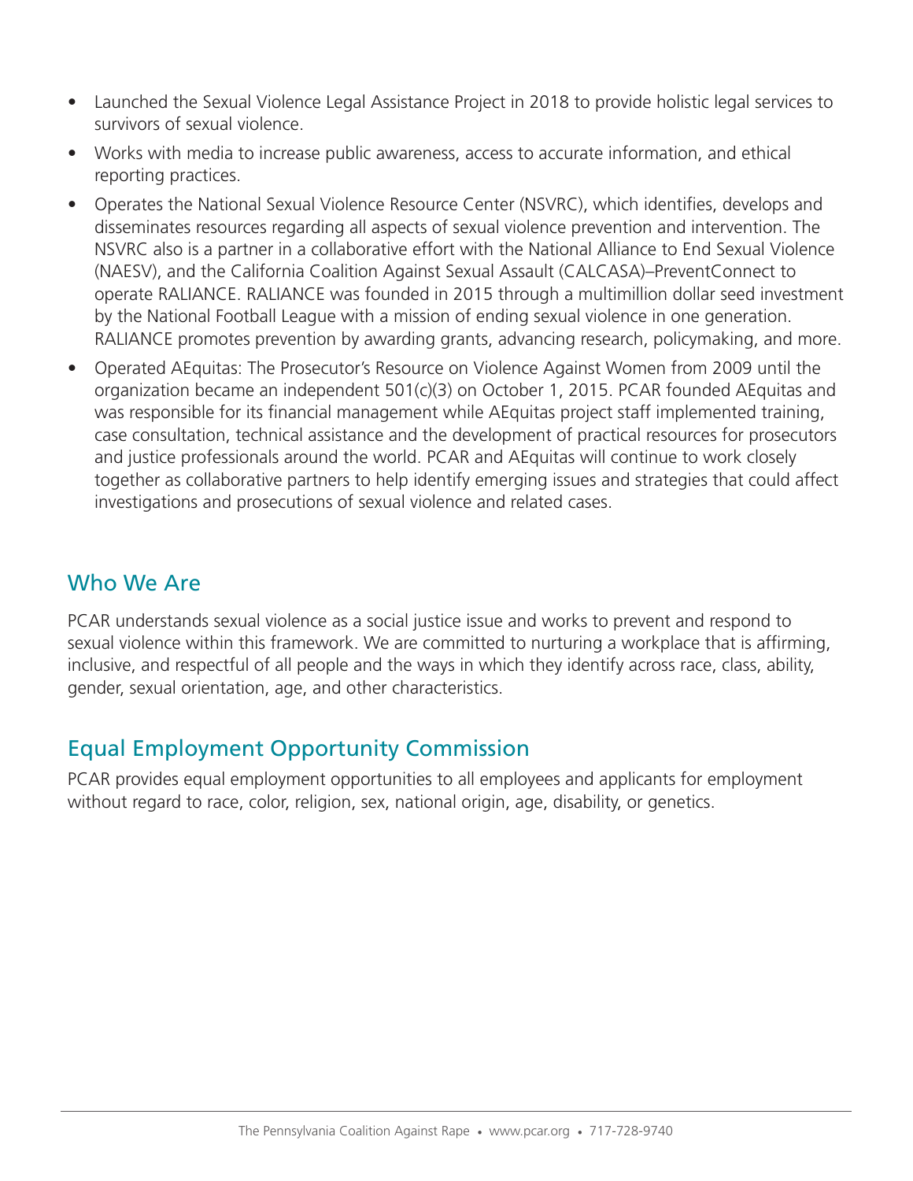- Launched the Sexual Violence Legal Assistance Project in 2018 to provide holistic legal services to survivors of sexual violence.
- Works with media to increase public awareness, access to accurate information, and ethical reporting practices.
- Operates the National Sexual Violence Resource Center (NSVRC), which identifies, develops and disseminates resources regarding all aspects of sexual violence prevention and intervention. The NSVRC also is a partner in a collaborative effort with the National Alliance to End Sexual Violence (NAESV), and the California Coalition Against Sexual Assault (CALCASA)–PreventConnect to operate RALIANCE. RALIANCE was founded in 2015 through a multimillion dollar seed investment by the National Football League with a mission of ending sexual violence in one generation. RALIANCE promotes prevention by awarding grants, advancing research, policymaking, and more.
- Operated AEquitas: The Prosecutor's Resource on Violence Against Women from 2009 until the organization became an independent 501(c)(3) on October 1, 2015. PCAR founded AEquitas and was responsible for its financial management while AEquitas project staff implemented training, case consultation, technical assistance and the development of practical resources for prosecutors and justice professionals around the world. PCAR and AEquitas will continue to work closely together as collaborative partners to help identify emerging issues and strategies that could affect investigations and prosecutions of sexual violence and related cases.

## Who We Are

PCAR understands sexual violence as a social justice issue and works to prevent and respond to sexual violence within this framework. We are committed to nurturing a workplace that is affirming, inclusive, and respectful of all people and the ways in which they identify across race, class, ability, gender, sexual orientation, age, and other characteristics.

## Equal Employment Opportunity Commission

PCAR provides equal employment opportunities to all employees and applicants for employment without regard to race, color, religion, sex, national origin, age, disability, or genetics.